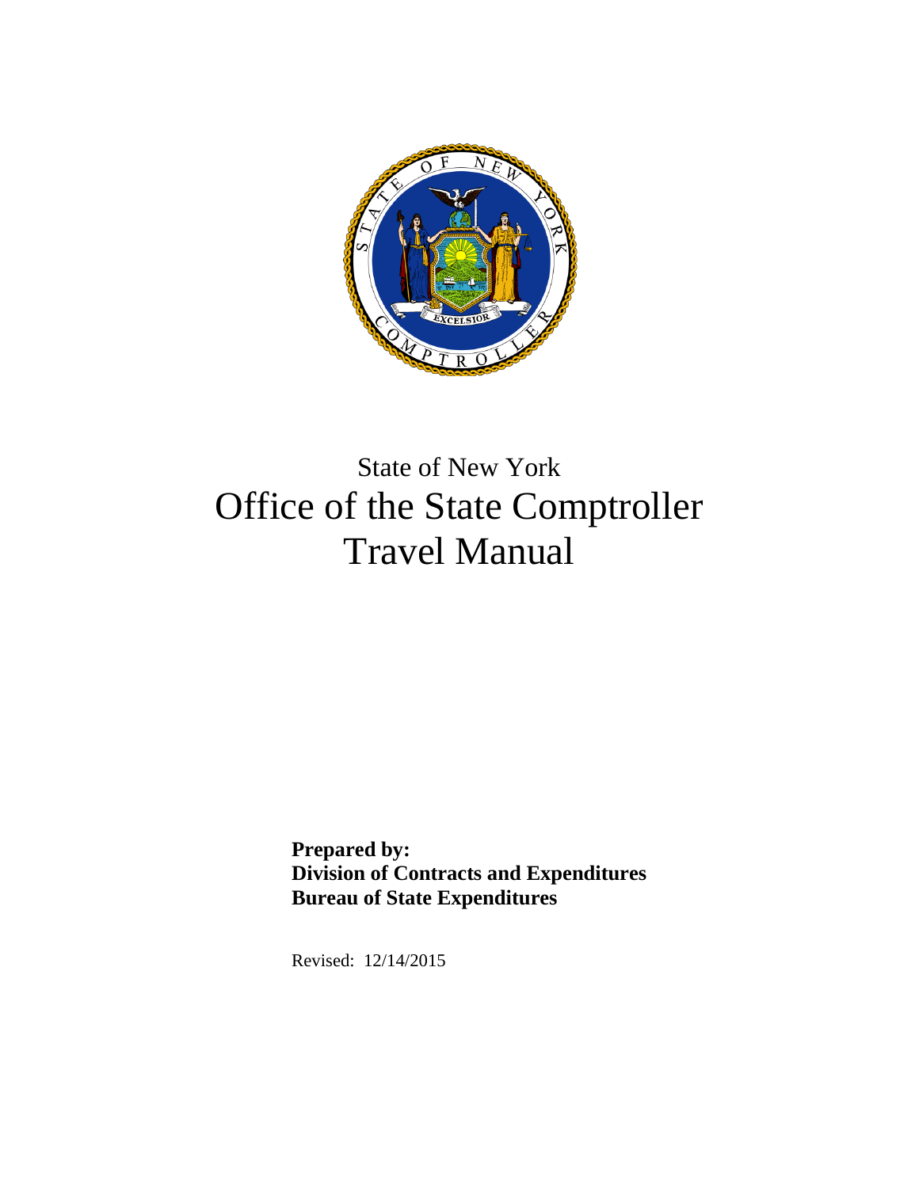State of New York

# Office of the State Comptroller Travel Manual

**Prepared by:**
**Division of Contracts and Expenditures**
**Bureau of State Expenditures**

Revised: 12/14/2015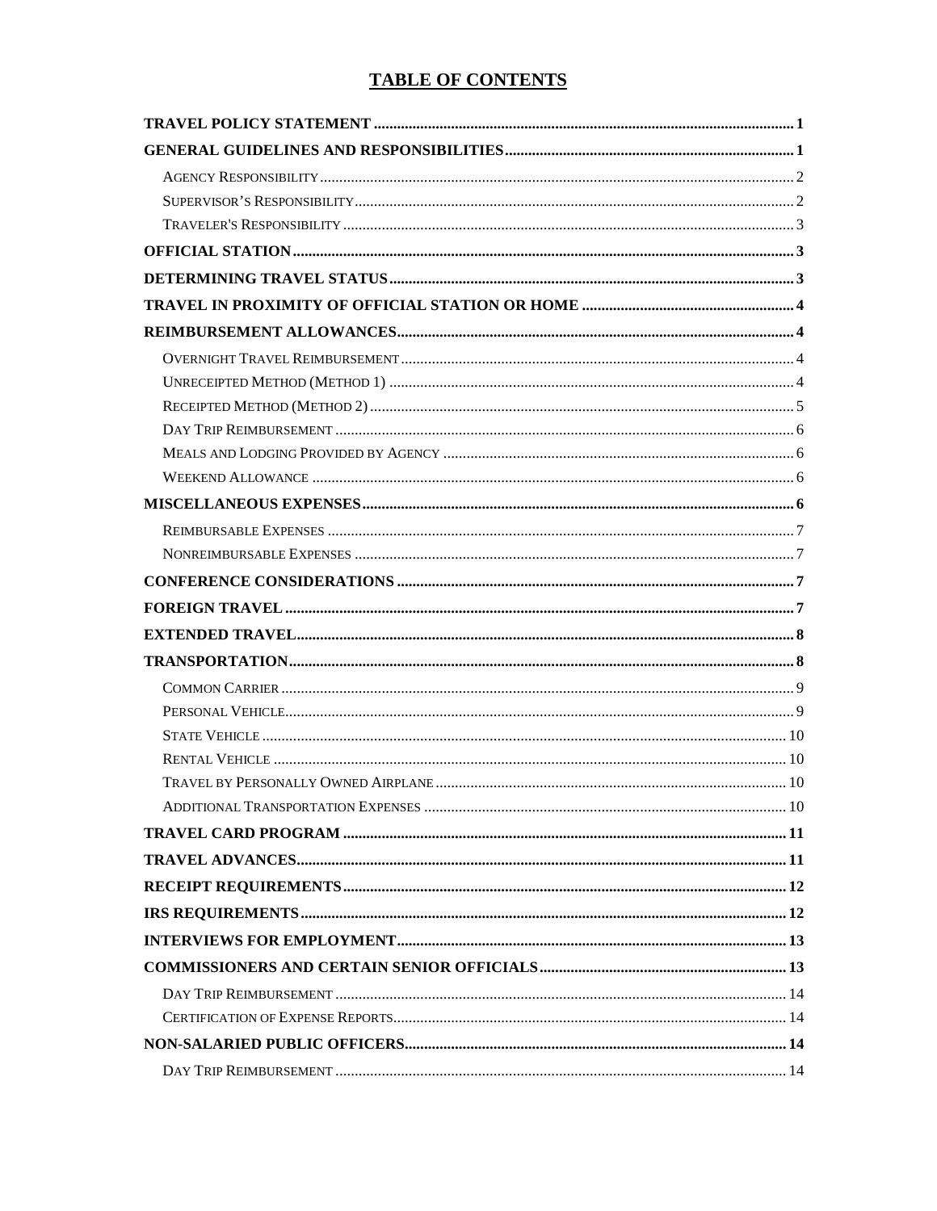# TABLE OF CONTENTS

**TRAVEL POLICY STATEMENT** ..... 1

**GENERAL GUIDELINES AND RESPONSIBILITIES** ..... 1

- Agency Responsibility ..... 2
- Supervisor's Responsibility ..... 2
- Traveler's Responsibility ..... 3

**OFFICIAL STATION** ..... 3

**DETERMINING TRAVEL STATUS** ..... 3

**TRAVEL IN PROXIMITY OF OFFICIAL STATION OR HOME** ..... 4

**REIMBURSEMENT ALLOWANCES** ..... 4

- Overnight Travel Reimbursement ..... 4
- Unreceipted Method (Method 1) ..... 4
- Receipted Method (Method 2) ..... 5
- Day Trip Reimbursement ..... 6
- Meals and Lodging Provided by Agency ..... 6
- Weekend Allowance ..... 6

**MISCELLANEOUS EXPENSES** ..... 6

- Reimbursable Expenses ..... 7
- Nonreimbursable Expenses ..... 7

**CONFERENCE CONSIDERATIONS** ..... 7

**FOREIGN TRAVEL** ..... 7

**EXTENDED TRAVEL** ..... 8

**TRANSPORTATION** ..... 8

- Common Carrier ..... 9
- Personal Vehicle ..... 9
- State Vehicle ..... 10
- Rental Vehicle ..... 10
- Travel by Personally Owned Airplane ..... 10
- Additional Transportation Expenses ..... 10

**TRAVEL CARD PROGRAM** ..... 11

**TRAVEL ADVANCES** ..... 11

**RECEIPT REQUIREMENTS** ..... 12

**IRS REQUIREMENTS** ..... 12

**INTERVIEWS FOR EMPLOYMENT** ..... 13

**COMMISSIONERS AND CERTAIN SENIOR OFFICIALS** ..... 13

- Day Trip Reimbursement ..... 14
- Certification of Expense Reports ..... 14

**NON-SALARIED PUBLIC OFFICERS** ..... 14

- Day Trip Reimbursement ..... 14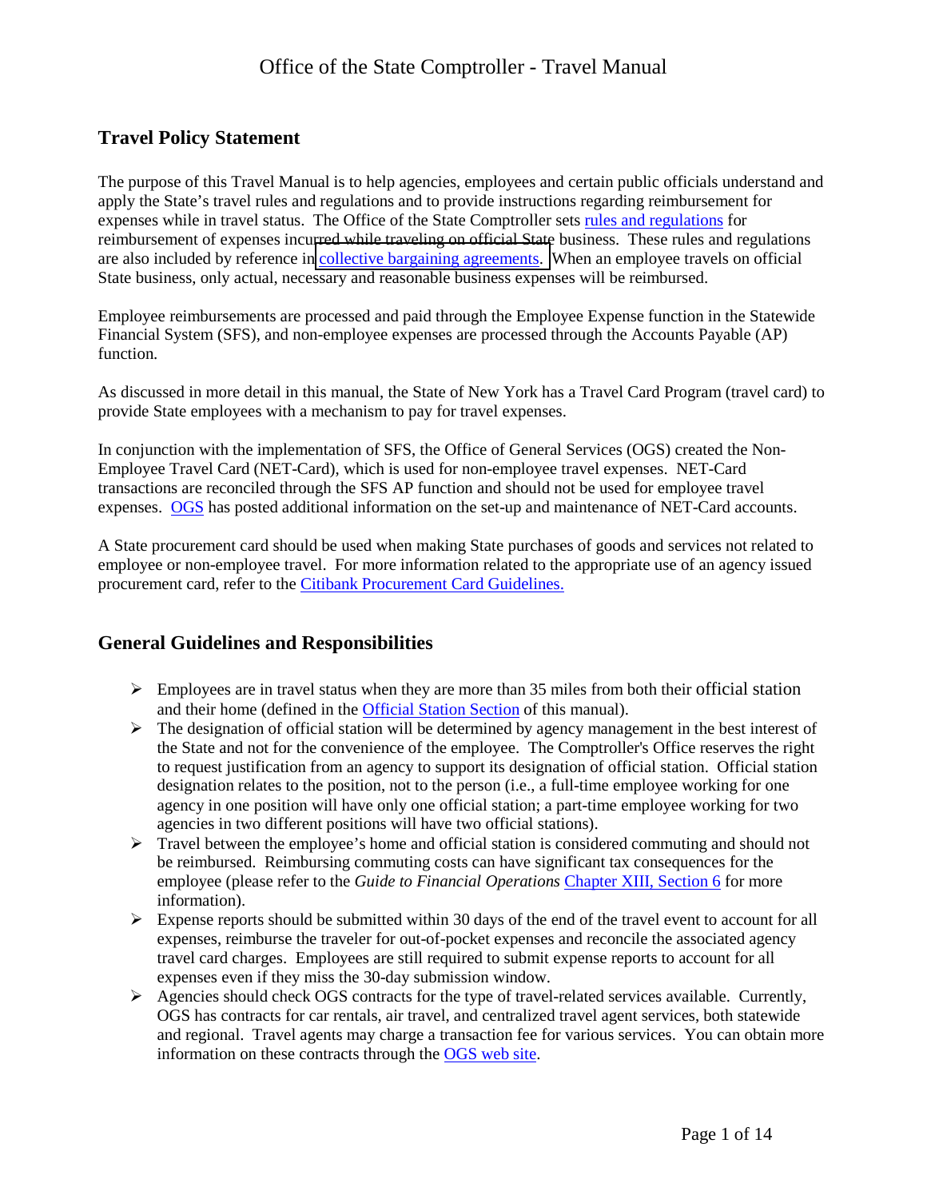## Travel Policy Statement

The purpose of this Travel Manual is to help agencies, employees and certain public officials understand and apply the State's travel rules and regulations and to provide instructions regarding reimbursement for expenses while in travel status. The Office of the State Comptroller sets rules and regulations for reimbursement of expenses incurred while traveling on official State business. These rules and regulations are also included by reference in collective bargaining agreements. When an employee travels on official State business, only actual, necessary and reasonable business expenses will be reimbursed.

Employee reimbursements are processed and paid through the Employee Expense function in the Statewide Financial System (SFS), and non-employee expenses are processed through the Accounts Payable (AP) function.

As discussed in more detail in this manual, the State of New York has a Travel Card Program (travel card) to provide State employees with a mechanism to pay for travel expenses.

In conjunction with the implementation of SFS, the Office of General Services (OGS) created the Non-Employee Travel Card (NET-Card), which is used for non-employee travel expenses. NET-Card transactions are reconciled through the SFS AP function and should not be used for employee travel expenses. OGS has posted additional information on the set-up and maintenance of NET-Card accounts.

A State procurement card should be used when making State purchases of goods and services not related to employee or non-employee travel. For more information related to the appropriate use of an agency issued procurement card, refer to the Citibank Procurement Card Guidelines.

## General Guidelines and Responsibilities

- Employees are in travel status when they are more than 35 miles from both their official station and their home (defined in the Official Station Section of this manual).
- The designation of official station will be determined by agency management in the best interest of the State and not for the convenience of the employee. The Comptroller's Office reserves the right to request justification from an agency to support its designation of official station. Official station designation relates to the position, not to the person (i.e., a full-time employee working for one agency in one position will have only one official station; a part-time employee working for two agencies in two different positions will have two official stations).
- Travel between the employee's home and official station is considered commuting and should not be reimbursed. Reimbursing commuting costs can have significant tax consequences for the employee (please refer to the *Guide to Financial Operations* Chapter XIII, Section 6 for more information).
- Expense reports should be submitted within 30 days of the end of the travel event to account for all expenses, reimburse the traveler for out-of-pocket expenses and reconcile the associated agency travel card charges. Employees are still required to submit expense reports to account for all expenses even if they miss the 30-day submission window.
- Agencies should check OGS contracts for the type of travel-related services available. Currently, OGS has contracts for car rentals, air travel, and centralized travel agent services, both statewide and regional. Travel agents may charge a transaction fee for various services. You can obtain more information on these contracts through the OGS web site.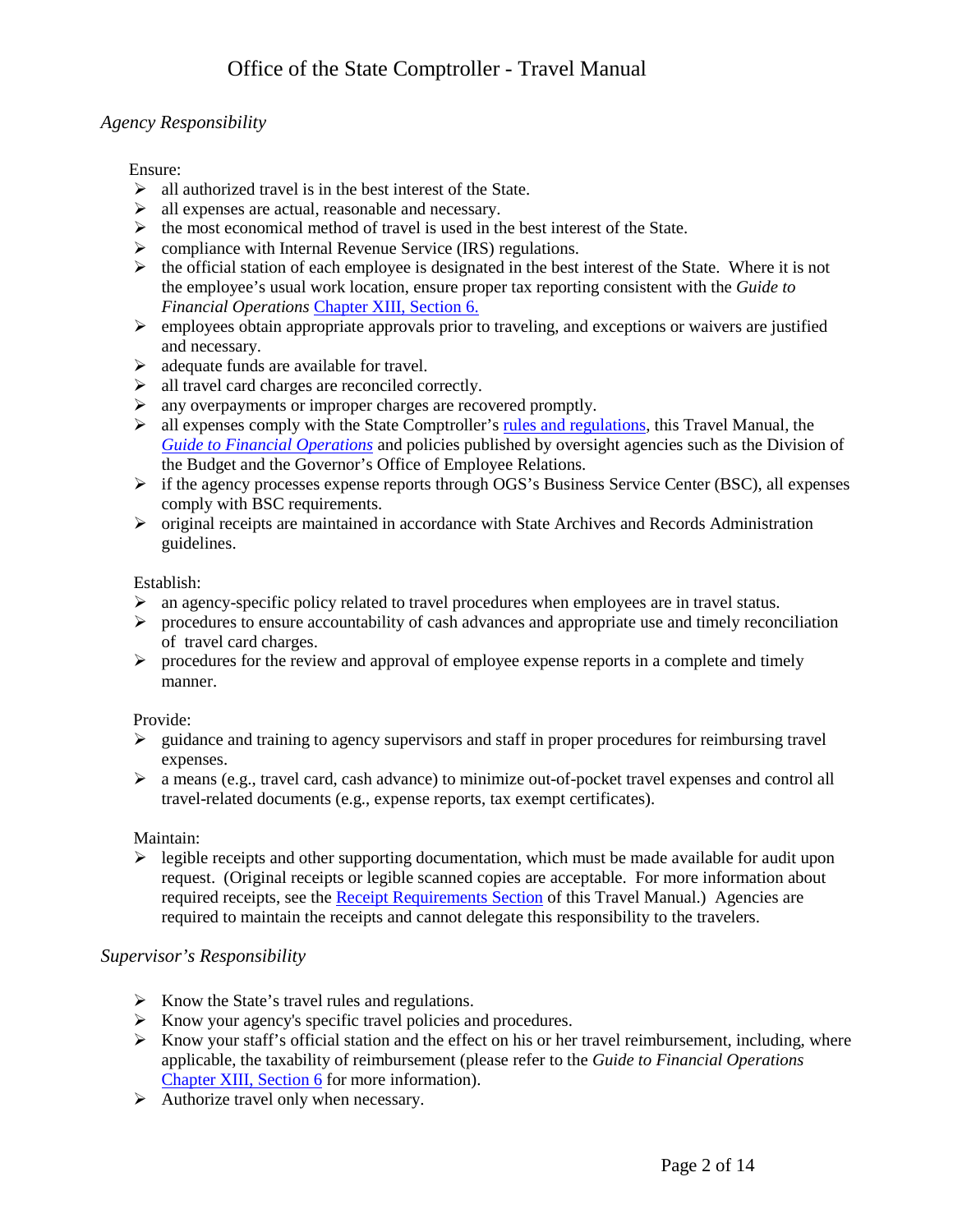### *Agency Responsibility*

Ensure:

- all authorized travel is in the best interest of the State.
- all expenses are actual, reasonable and necessary.
- the most economical method of travel is used in the best interest of the State.
- compliance with Internal Revenue Service (IRS) regulations.
- the official station of each employee is designated in the best interest of the State. Where it is not the employee's usual work location, ensure proper tax reporting consistent with the *Guide to Financial Operations* Chapter XIII, Section 6.
- employees obtain appropriate approvals prior to traveling, and exceptions or waivers are justified and necessary.
- adequate funds are available for travel.
- all travel card charges are reconciled correctly.
- any overpayments or improper charges are recovered promptly.
- all expenses comply with the State Comptroller's rules and regulations, this Travel Manual, the *Guide to Financial Operations* and policies published by oversight agencies such as the Division of the Budget and the Governor's Office of Employee Relations.
- if the agency processes expense reports through OGS's Business Service Center (BSC), all expenses comply with BSC requirements.
- original receipts are maintained in accordance with State Archives and Records Administration guidelines.

Establish:

- an agency-specific policy related to travel procedures when employees are in travel status.
- procedures to ensure accountability of cash advances and appropriate use and timely reconciliation of travel card charges.
- procedures for the review and approval of employee expense reports in a complete and timely manner.

Provide:

- guidance and training to agency supervisors and staff in proper procedures for reimbursing travel expenses.
- a means (e.g., travel card, cash advance) to minimize out-of-pocket travel expenses and control all travel-related documents (e.g., expense reports, tax exempt certificates).

Maintain:

- legible receipts and other supporting documentation, which must be made available for audit upon request. (Original receipts or legible scanned copies are acceptable. For more information about required receipts, see the Receipt Requirements Section of this Travel Manual.) Agencies are required to maintain the receipts and cannot delegate this responsibility to the travelers.

### *Supervisor's Responsibility*

- Know the State's travel rules and regulations.
- Know your agency's specific travel policies and procedures.
- Know your staff's official station and the effect on his or her travel reimbursement, including, where applicable, the taxability of reimbursement (please refer to the *Guide to Financial Operations* Chapter XIII, Section 6 for more information).
- Authorize travel only when necessary.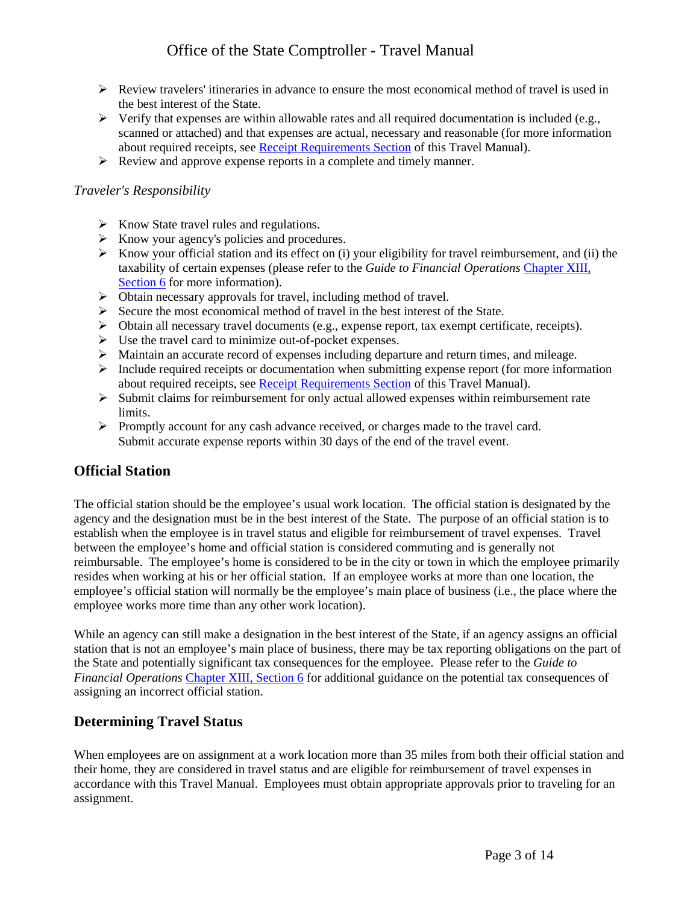- Review travelers' itineraries in advance to ensure the most economical method of travel is used in the best interest of the State.
- Verify that expenses are within allowable rates and all required documentation is included (e.g., scanned or attached) and that expenses are actual, necessary and reasonable (for more information about required receipts, see Receipt Requirements Section of this Travel Manual).
- Review and approve expense reports in a complete and timely manner.

*Traveler's Responsibility*

- Know State travel rules and regulations.
- Know your agency's policies and procedures.
- Know your official station and its effect on (i) your eligibility for travel reimbursement, and (ii) the taxability of certain expenses (please refer to the *Guide to Financial Operations* Chapter XIII, Section 6 for more information).
- Obtain necessary approvals for travel, including method of travel.
- Secure the most economical method of travel in the best interest of the State.
- Obtain all necessary travel documents (e.g., expense report, tax exempt certificate, receipts).
- Use the travel card to minimize out-of-pocket expenses.
- Maintain an accurate record of expenses including departure and return times, and mileage.
- Include required receipts or documentation when submitting expense report (for more information about required receipts, see Receipt Requirements Section of this Travel Manual).
- Submit claims for reimbursement for only actual allowed expenses within reimbursement rate limits.
- Promptly account for any cash advance received, or charges made to the travel card. Submit accurate expense reports within 30 days of the end of the travel event.

## Official Station

The official station should be the employee's usual work location. The official station is designated by the agency and the designation must be in the best interest of the State. The purpose of an official station is to establish when the employee is in travel status and eligible for reimbursement of travel expenses. Travel between the employee's home and official station is considered commuting and is generally not reimbursable. The employee's home is considered to be in the city or town in which the employee primarily resides when working at his or her official station. If an employee works at more than one location, the employee's official station will normally be the employee's main place of business (i.e., the place where the employee works more time than any other work location).

While an agency can still make a designation in the best interest of the State, if an agency assigns an official station that is not an employee's main place of business, there may be tax reporting obligations on the part of the State and potentially significant tax consequences for the employee. Please refer to the *Guide to Financial Operations* Chapter XIII, Section 6 for additional guidance on the potential tax consequences of assigning an incorrect official station.

## Determining Travel Status

When employees are on assignment at a work location more than 35 miles from both their official station and their home, they are considered in travel status and are eligible for reimbursement of travel expenses in accordance with this Travel Manual. Employees must obtain appropriate approvals prior to traveling for an assignment.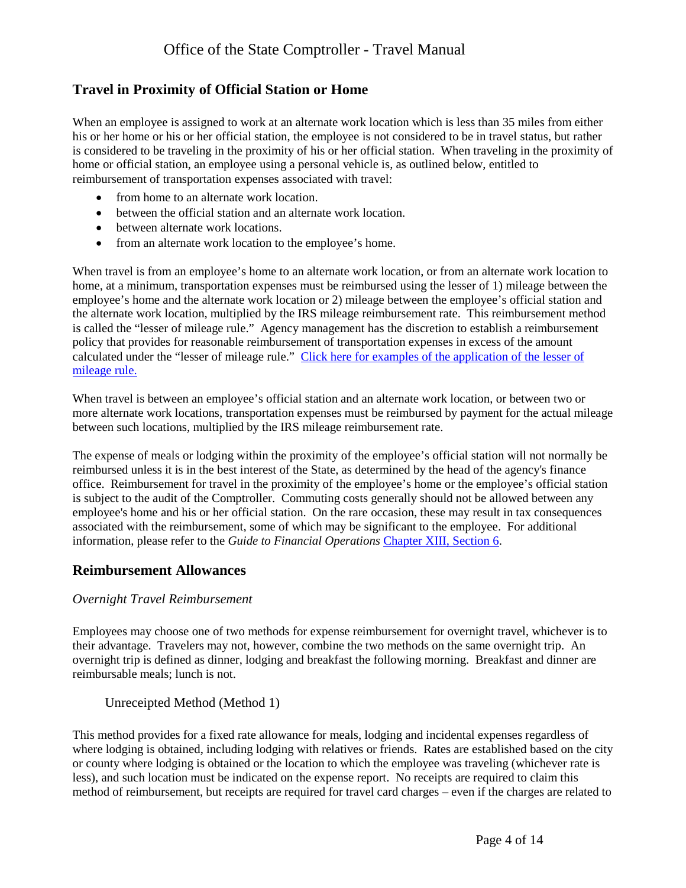## Travel in Proximity of Official Station or Home

When an employee is assigned to work at an alternate work location which is less than 35 miles from either his or her home or his or her official station, the employee is not considered to be in travel status, but rather is considered to be traveling in the proximity of his or her official station. When traveling in the proximity of home or official station, an employee using a personal vehicle is, as outlined below, entitled to reimbursement of transportation expenses associated with travel:

- from home to an alternate work location.
- between the official station and an alternate work location.
- between alternate work locations.
- from an alternate work location to the employee's home.

When travel is from an employee's home to an alternate work location, or from an alternate work location to home, at a minimum, transportation expenses must be reimbursed using the lesser of 1) mileage between the employee's home and the alternate work location or 2) mileage between the employee's official station and the alternate work location, multiplied by the IRS mileage reimbursement rate. This reimbursement method is called the "lesser of mileage rule." Agency management has the discretion to establish a reimbursement policy that provides for reasonable reimbursement of transportation expenses in excess of the amount calculated under the "lesser of mileage rule." Click here for examples of the application of the lesser of mileage rule.

When travel is between an employee's official station and an alternate work location, or between two or more alternate work locations, transportation expenses must be reimbursed by payment for the actual mileage between such locations, multiplied by the IRS mileage reimbursement rate.

The expense of meals or lodging within the proximity of the employee's official station will not normally be reimbursed unless it is in the best interest of the State, as determined by the head of the agency's finance office. Reimbursement for travel in the proximity of the employee's home or the employee's official station is subject to the audit of the Comptroller. Commuting costs generally should not be allowed between any employee's home and his or her official station. On the rare occasion, these may result in tax consequences associated with the reimbursement, some of which may be significant to the employee. For additional information, please refer to the *Guide to Financial Operations* Chapter XIII, Section 6.

## Reimbursement Allowances

*Overnight Travel Reimbursement*

Employees may choose one of two methods for expense reimbursement for overnight travel, whichever is to their advantage. Travelers may not, however, combine the two methods on the same overnight trip. An overnight trip is defined as dinner, lodging and breakfast the following morning. Breakfast and dinner are reimbursable meals; lunch is not.

Unreceipted Method (Method 1)

This method provides for a fixed rate allowance for meals, lodging and incidental expenses regardless of where lodging is obtained, including lodging with relatives or friends. Rates are established based on the city or county where lodging is obtained or the location to which the employee was traveling (whichever rate is less), and such location must be indicated on the expense report. No receipts are required to claim this method of reimbursement, but receipts are required for travel card charges – even if the charges are related to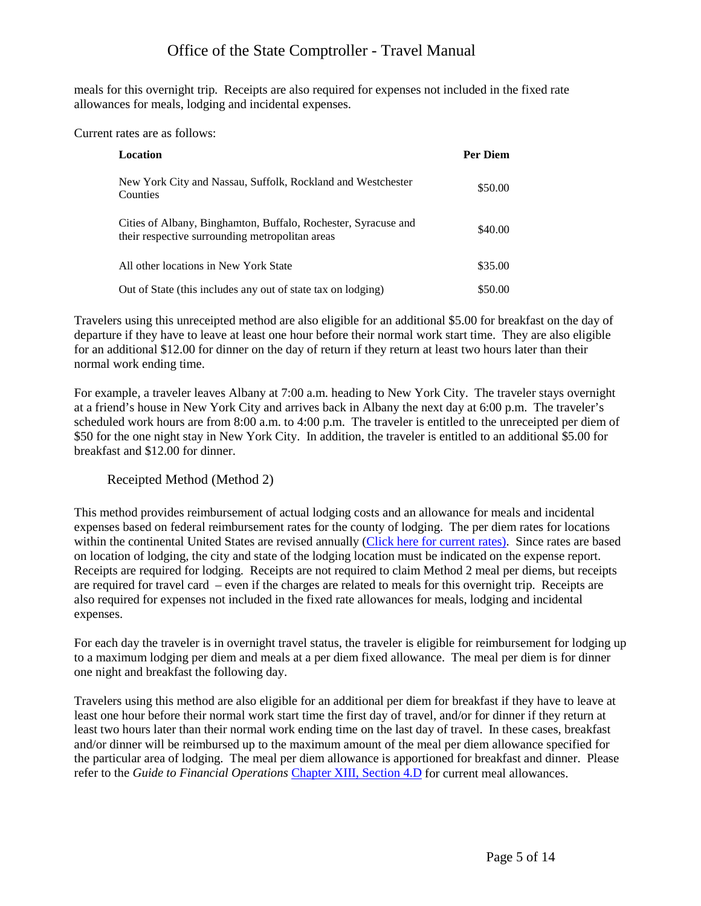meals for this overnight trip. Receipts are also required for expenses not included in the fixed rate allowances for meals, lodging and incidental expenses.

Current rates are as follows:

| Location | Per Diem |
|---|---|
| New York City and Nassau, Suffolk, Rockland and Westchester Counties | \$50.00 |
| Cities of Albany, Binghamton, Buffalo, Rochester, Syracuse and their respective surrounding metropolitan areas | \$40.00 |
| All other locations in New York State | \$35.00 |
| Out of State (this includes any out of state tax on lodging) | \$50.00 |

Travelers using this unreceipted method are also eligible for an additional \$5.00 for breakfast on the day of departure if they have to leave at least one hour before their normal work start time. They are also eligible for an additional \$12.00 for dinner on the day of return if they return at least two hours later than their normal work ending time.

For example, a traveler leaves Albany at 7:00 a.m. heading to New York City. The traveler stays overnight at a friend's house in New York City and arrives back in Albany the next day at 6:00 p.m. The traveler's scheduled work hours are from 8:00 a.m. to 4:00 p.m. The traveler is entitled to the unreceipted per diem of \$50 for the one night stay in New York City. In addition, the traveler is entitled to an additional \$5.00 for breakfast and \$12.00 for dinner.

### Receipted Method (Method 2)

This method provides reimbursement of actual lodging costs and an allowance for meals and incidental expenses based on federal reimbursement rates for the county of lodging. The per diem rates for locations within the continental United States are revised annually (Click here for current rates). Since rates are based on location of lodging, the city and state of the lodging location must be indicated on the expense report. Receipts are required for lodging. Receipts are not required to claim Method 2 meal per diems, but receipts are required for travel card – even if the charges are related to meals for this overnight trip. Receipts are also required for expenses not included in the fixed rate allowances for meals, lodging and incidental expenses.

For each day the traveler is in overnight travel status, the traveler is eligible for reimbursement for lodging up to a maximum lodging per diem and meals at a per diem fixed allowance. The meal per diem is for dinner one night and breakfast the following day.

Travelers using this method are also eligible for an additional per diem for breakfast if they have to leave at least one hour before their normal work start time the first day of travel, and/or for dinner if they return at least two hours later than their normal work ending time on the last day of travel. In these cases, breakfast and/or dinner will be reimbursed up to the maximum amount of the meal per diem allowance specified for the particular area of lodging. The meal per diem allowance is apportioned for breakfast and dinner. Please refer to the *Guide to Financial Operations* Chapter XIII, Section 4.D for current meal allowances.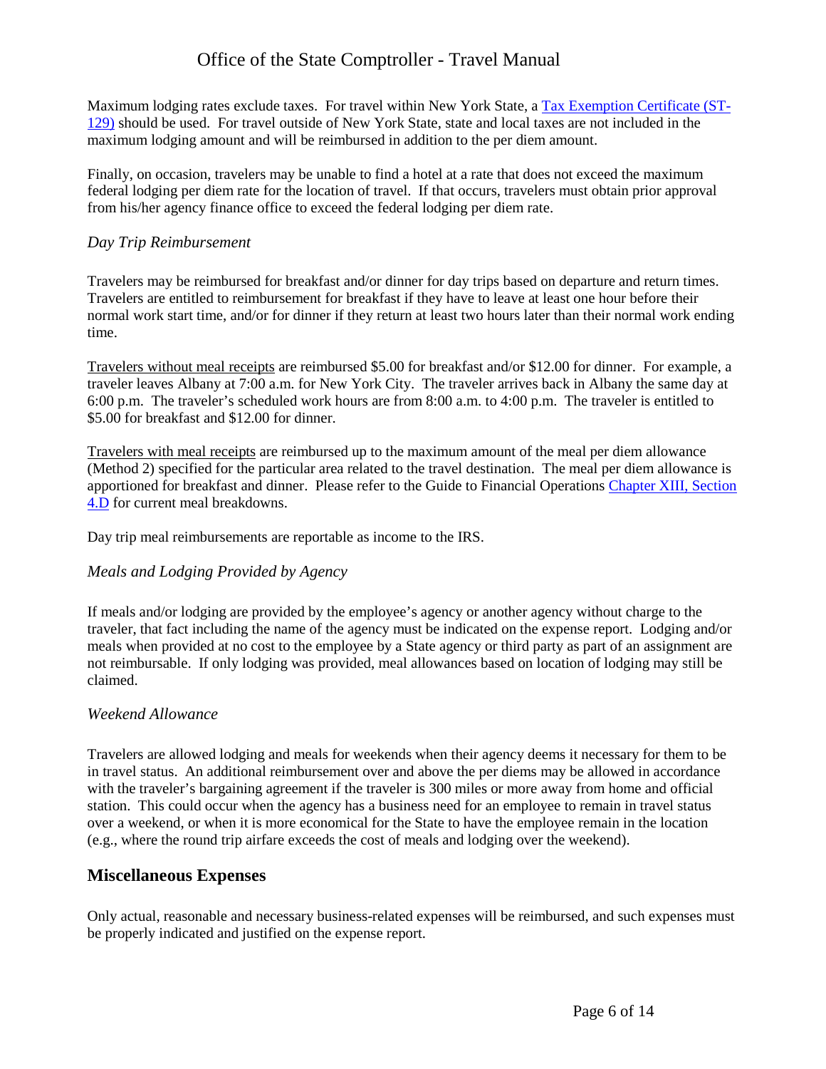Maximum lodging rates exclude taxes. For travel within New York State, a [Tax Exemption Certificate (ST-129)](#) should be used. For travel outside of New York State, state and local taxes are not included in the maximum lodging amount and will be reimbursed in addition to the per diem amount.

Finally, on occasion, travelers may be unable to find a hotel at a rate that does not exceed the maximum federal lodging per diem rate for the location of travel. If that occurs, travelers must obtain prior approval from his/her agency finance office to exceed the federal lodging per diem rate.

### *Day Trip Reimbursement*

Travelers may be reimbursed for breakfast and/or dinner for day trips based on departure and return times. Travelers are entitled to reimbursement for breakfast if they have to leave at least one hour before their normal work start time, and/or for dinner if they return at least two hours later than their normal work ending time.

Travelers without meal receipts are reimbursed $5.00 for breakfast and/or $12.00 for dinner. For example, a traveler leaves Albany at 7:00 a.m. for New York City. The traveler arrives back in Albany the same day at 6:00 p.m. The traveler's scheduled work hours are from 8:00 a.m. to 4:00 p.m. The traveler is entitled to $5.00 for breakfast and $12.00 for dinner.

Travelers with meal receipts are reimbursed up to the maximum amount of the meal per diem allowance (Method 2) specified for the particular area related to the travel destination. The meal per diem allowance is apportioned for breakfast and dinner. Please refer to the Guide to Financial Operations [Chapter XIII, Section 4.D](#) for current meal breakdowns.

Day trip meal reimbursements are reportable as income to the IRS.

### *Meals and Lodging Provided by Agency*

If meals and/or lodging are provided by the employee's agency or another agency without charge to the traveler, that fact including the name of the agency must be indicated on the expense report. Lodging and/or meals when provided at no cost to the employee by a State agency or third party as part of an assignment are not reimbursable. If only lodging was provided, meal allowances based on location of lodging may still be claimed.

### *Weekend Allowance*

Travelers are allowed lodging and meals for weekends when their agency deems it necessary for them to be in travel status. An additional reimbursement over and above the per diems may be allowed in accordance with the traveler's bargaining agreement if the traveler is 300 miles or more away from home and official station. This could occur when the agency has a business need for an employee to remain in travel status over a weekend, or when it is more economical for the State to have the employee remain in the location (e.g., where the round trip airfare exceeds the cost of meals and lodging over the weekend).

## Miscellaneous Expenses

Only actual, reasonable and necessary business-related expenses will be reimbursed, and such expenses must be properly indicated and justified on the expense report.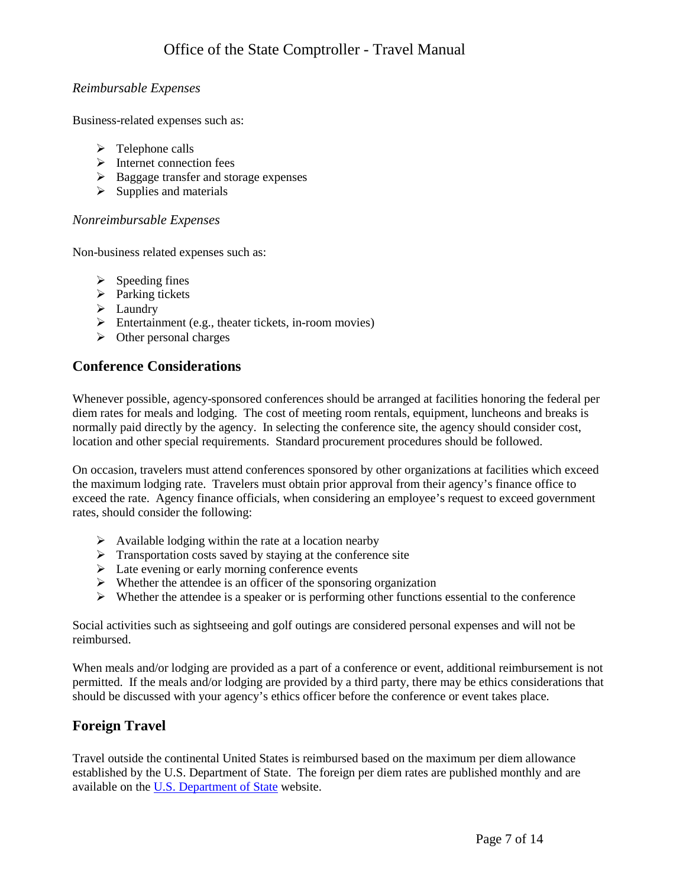*Reimbursable Expenses*

Business-related expenses such as:

- Telephone calls
- Internet connection fees
- Baggage transfer and storage expenses
- Supplies and materials

*Nonreimbursable Expenses*

Non-business related expenses such as:

- Speeding fines
- Parking tickets
- Laundry
- Entertainment (e.g., theater tickets, in-room movies)
- Other personal charges

## Conference Considerations

Whenever possible, agency-sponsored conferences should be arranged at facilities honoring the federal per diem rates for meals and lodging. The cost of meeting room rentals, equipment, luncheons and breaks is normally paid directly by the agency. In selecting the conference site, the agency should consider cost, location and other special requirements. Standard procurement procedures should be followed.

On occasion, travelers must attend conferences sponsored by other organizations at facilities which exceed the maximum lodging rate. Travelers must obtain prior approval from their agency's finance office to exceed the rate. Agency finance officials, when considering an employee's request to exceed government rates, should consider the following:

- Available lodging within the rate at a location nearby
- Transportation costs saved by staying at the conference site
- Late evening or early morning conference events
- Whether the attendee is an officer of the sponsoring organization
- Whether the attendee is a speaker or is performing other functions essential to the conference

Social activities such as sightseeing and golf outings are considered personal expenses and will not be reimbursed.

When meals and/or lodging are provided as a part of a conference or event, additional reimbursement is not permitted. If the meals and/or lodging are provided by a third party, there may be ethics considerations that should be discussed with your agency's ethics officer before the conference or event takes place.

## Foreign Travel

Travel outside the continental United States is reimbursed based on the maximum per diem allowance established by the U.S. Department of State. The foreign per diem rates are published monthly and are available on the U.S. Department of State website.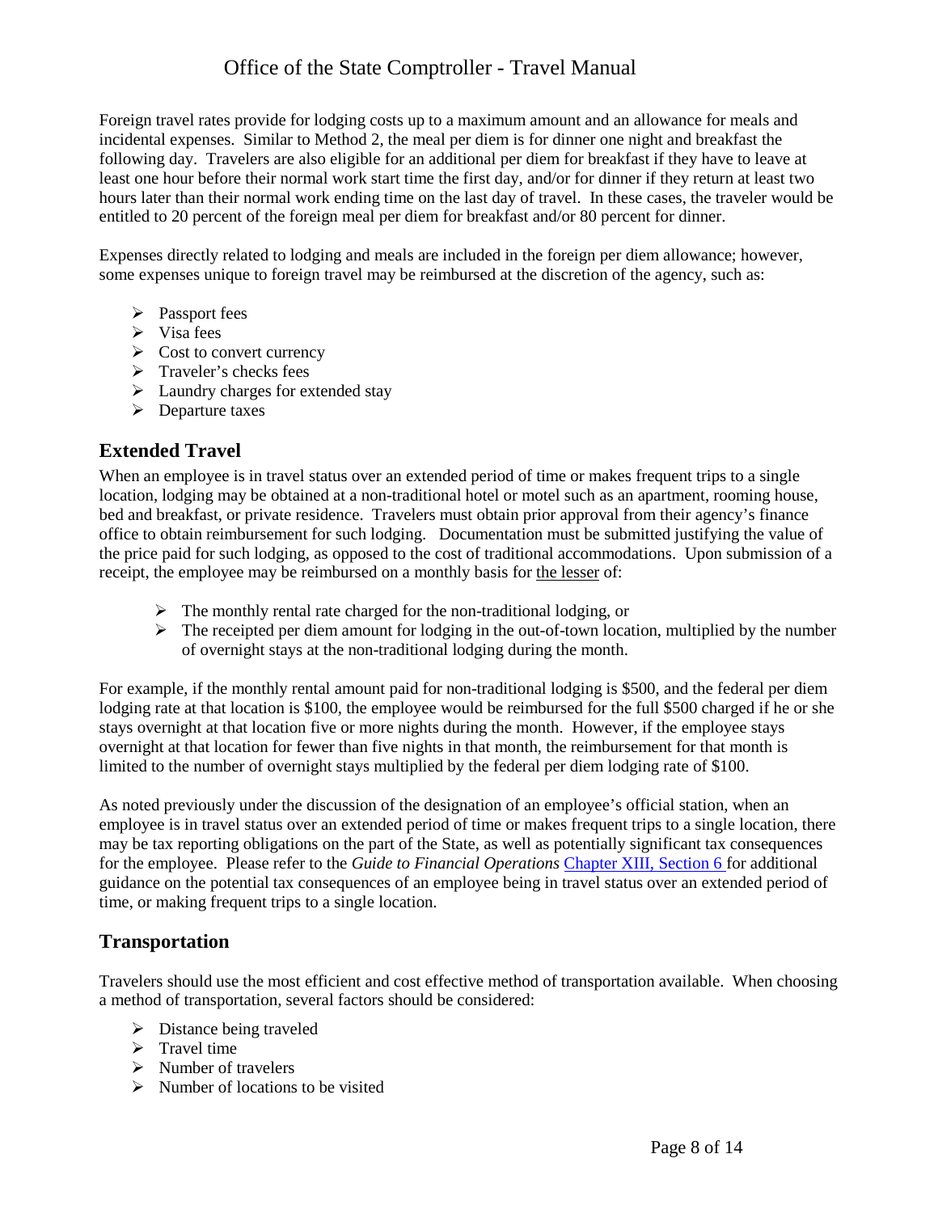Foreign travel rates provide for lodging costs up to a maximum amount and an allowance for meals and incidental expenses. Similar to Method 2, the meal per diem is for dinner one night and breakfast the following day. Travelers are also eligible for an additional per diem for breakfast if they have to leave at least one hour before their normal work start time the first day, and/or for dinner if they return at least two hours later than their normal work ending time on the last day of travel. In these cases, the traveler would be entitled to 20 percent of the foreign meal per diem for breakfast and/or 80 percent for dinner.

Expenses directly related to lodging and meals are included in the foreign per diem allowance; however, some expenses unique to foreign travel may be reimbursed at the discretion of the agency, such as:

- Passport fees
- Visa fees
- Cost to convert currency
- Traveler's checks fees
- Laundry charges for extended stay
- Departure taxes

## Extended Travel

When an employee is in travel status over an extended period of time or makes frequent trips to a single location, lodging may be obtained at a non-traditional hotel or motel such as an apartment, rooming house, bed and breakfast, or private residence. Travelers must obtain prior approval from their agency's finance office to obtain reimbursement for such lodging. Documentation must be submitted justifying the value of the price paid for such lodging, as opposed to the cost of traditional accommodations. Upon submission of a receipt, the employee may be reimbursed on a monthly basis for the lesser of:

- The monthly rental rate charged for the non-traditional lodging, or
- The receipted per diem amount for lodging in the out-of-town location, multiplied by the number of overnight stays at the non-traditional lodging during the month.

For example, if the monthly rental amount paid for non-traditional lodging is $500, and the federal per diem lodging rate at that location is $100, the employee would be reimbursed for the full $500 charged if he or she stays overnight at that location five or more nights during the month. However, if the employee stays overnight at that location for fewer than five nights in that month, the reimbursement for that month is limited to the number of overnight stays multiplied by the federal per diem lodging rate of $100.

As noted previously under the discussion of the designation of an employee's official station, when an employee is in travel status over an extended period of time or makes frequent trips to a single location, there may be tax reporting obligations on the part of the State, as well as potentially significant tax consequences for the employee. Please refer to the *Guide to Financial Operations* Chapter XIII, Section 6 for additional guidance on the potential tax consequences of an employee being in travel status over an extended period of time, or making frequent trips to a single location.

## Transportation

Travelers should use the most efficient and cost effective method of transportation available. When choosing a method of transportation, several factors should be considered:

- Distance being traveled
- Travel time
- Number of travelers
- Number of locations to be visited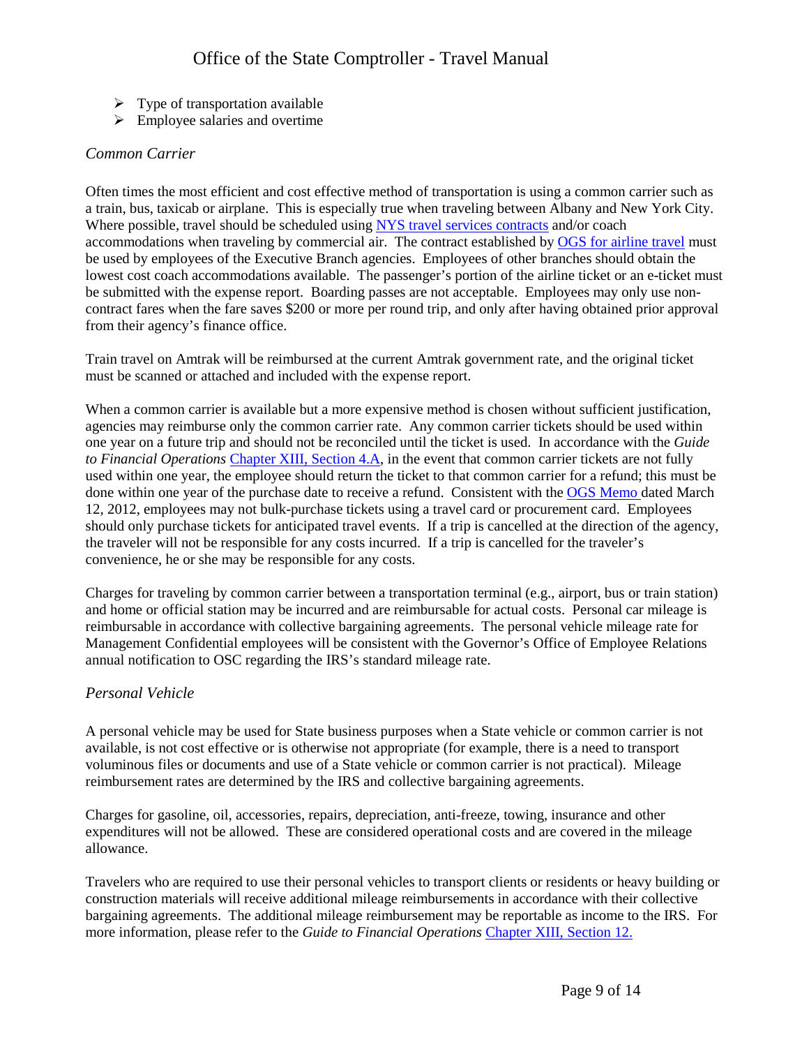- Type of transportation available
- Employee salaries and overtime

*Common Carrier*

Often times the most efficient and cost effective method of transportation is using a common carrier such as a train, bus, taxicab or airplane. This is especially true when traveling between Albany and New York City. Where possible, travel should be scheduled using NYS travel services contracts and/or coach accommodations when traveling by commercial air. The contract established by OGS for airline travel must be used by employees of the Executive Branch agencies. Employees of other branches should obtain the lowest cost coach accommodations available. The passenger's portion of the airline ticket or an e-ticket must be submitted with the expense report. Boarding passes are not acceptable. Employees may only use non-contract fares when the fare saves $200 or more per round trip, and only after having obtained prior approval from their agency's finance office.

Train travel on Amtrak will be reimbursed at the current Amtrak government rate, and the original ticket must be scanned or attached and included with the expense report.

When a common carrier is available but a more expensive method is chosen without sufficient justification, agencies may reimburse only the common carrier rate. Any common carrier tickets should be used within one year on a future trip and should not be reconciled until the ticket is used. In accordance with the *Guide to Financial Operations* Chapter XIII, Section 4.A, in the event that common carrier tickets are not fully used within one year, the employee should return the ticket to that common carrier for a refund; this must be done within one year of the purchase date to receive a refund. Consistent with the OGS Memo dated March 12, 2012, employees may not bulk-purchase tickets using a travel card or procurement card. Employees should only purchase tickets for anticipated travel events. If a trip is cancelled at the direction of the agency, the traveler will not be responsible for any costs incurred. If a trip is cancelled for the traveler's convenience, he or she may be responsible for any costs.

Charges for traveling by common carrier between a transportation terminal (e.g., airport, bus or train station) and home or official station may be incurred and are reimbursable for actual costs. Personal car mileage is reimbursable in accordance with collective bargaining agreements. The personal vehicle mileage rate for Management Confidential employees will be consistent with the Governor's Office of Employee Relations annual notification to OSC regarding the IRS's standard mileage rate.

*Personal Vehicle*

A personal vehicle may be used for State business purposes when a State vehicle or common carrier is not available, is not cost effective or is otherwise not appropriate (for example, there is a need to transport voluminous files or documents and use of a State vehicle or common carrier is not practical). Mileage reimbursement rates are determined by the IRS and collective bargaining agreements.

Charges for gasoline, oil, accessories, repairs, depreciation, anti-freeze, towing, insurance and other expenditures will not be allowed. These are considered operational costs and are covered in the mileage allowance.

Travelers who are required to use their personal vehicles to transport clients or residents or heavy building or construction materials will receive additional mileage reimbursements in accordance with their collective bargaining agreements. The additional mileage reimbursement may be reportable as income to the IRS. For more information, please refer to the *Guide to Financial Operations* Chapter XIII, Section 12.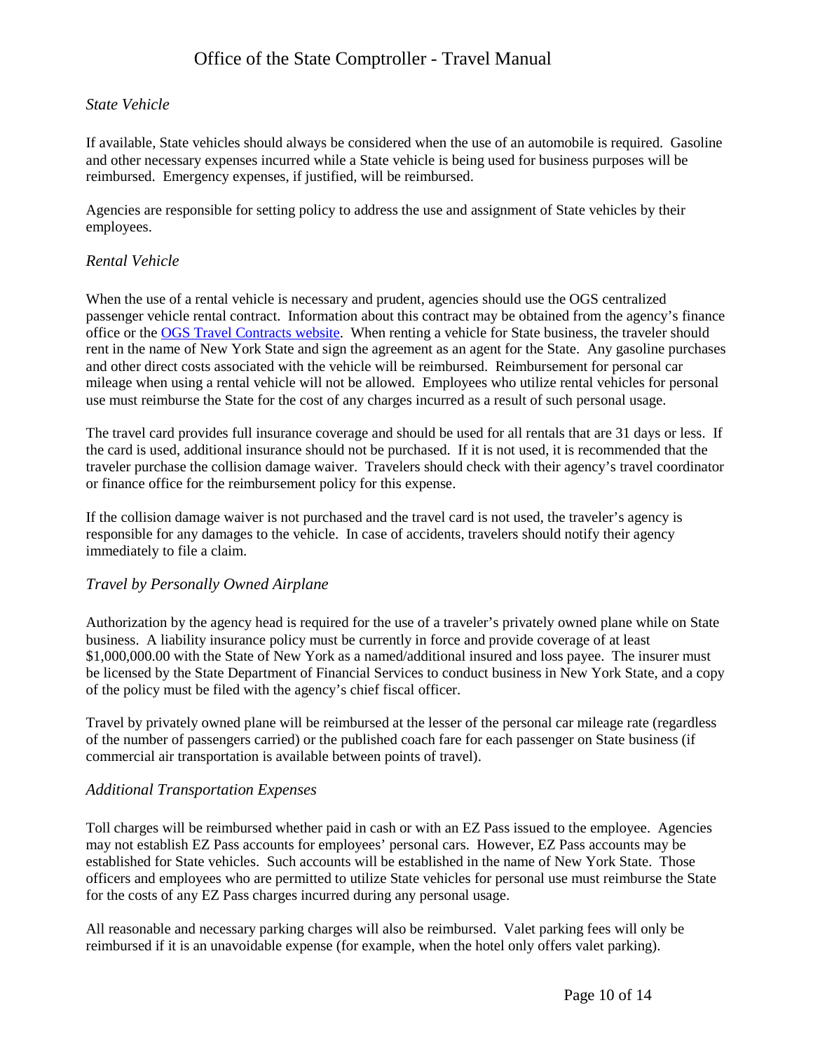*State Vehicle*

If available, State vehicles should always be considered when the use of an automobile is required. Gasoline and other necessary expenses incurred while a State vehicle is being used for business purposes will be reimbursed. Emergency expenses, if justified, will be reimbursed.

Agencies are responsible for setting policy to address the use and assignment of State vehicles by their employees.

*Rental Vehicle*

When the use of a rental vehicle is necessary and prudent, agencies should use the OGS centralized passenger vehicle rental contract. Information about this contract may be obtained from the agency's finance office or the [OGS Travel Contracts website](). When renting a vehicle for State business, the traveler should rent in the name of New York State and sign the agreement as an agent for the State. Any gasoline purchases and other direct costs associated with the vehicle will be reimbursed. Reimbursement for personal car mileage when using a rental vehicle will not be allowed. Employees who utilize rental vehicles for personal use must reimburse the State for the cost of any charges incurred as a result of such personal usage.

The travel card provides full insurance coverage and should be used for all rentals that are 31 days or less. If the card is used, additional insurance should not be purchased. If it is not used, it is recommended that the traveler purchase the collision damage waiver. Travelers should check with their agency's travel coordinator or finance office for the reimbursement policy for this expense.

If the collision damage waiver is not purchased and the travel card is not used, the traveler's agency is responsible for any damages to the vehicle. In case of accidents, travelers should notify their agency immediately to file a claim.

*Travel by Personally Owned Airplane*

Authorization by the agency head is required for the use of a traveler's privately owned plane while on State business. A liability insurance policy must be currently in force and provide coverage of at least $1,000,000.00 with the State of New York as a named/additional insured and loss payee. The insurer must be licensed by the State Department of Financial Services to conduct business in New York State, and a copy of the policy must be filed with the agency's chief fiscal officer.

Travel by privately owned plane will be reimbursed at the lesser of the personal car mileage rate (regardless of the number of passengers carried) or the published coach fare for each passenger on State business (if commercial air transportation is available between points of travel).

*Additional Transportation Expenses*

Toll charges will be reimbursed whether paid in cash or with an EZ Pass issued to the employee. Agencies may not establish EZ Pass accounts for employees' personal cars. However, EZ Pass accounts may be established for State vehicles. Such accounts will be established in the name of New York State. Those officers and employees who are permitted to utilize State vehicles for personal use must reimburse the State for the costs of any EZ Pass charges incurred during any personal usage.

All reasonable and necessary parking charges will also be reimbursed. Valet parking fees will only be reimbursed if it is an unavoidable expense (for example, when the hotel only offers valet parking).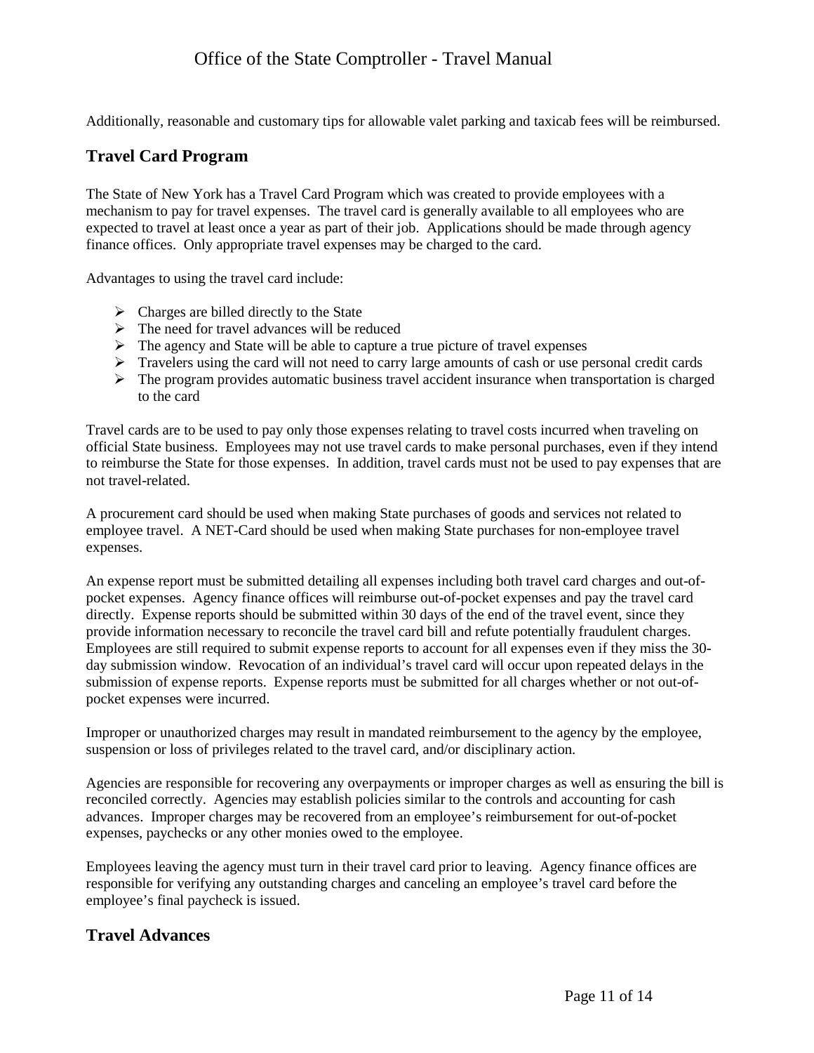Additionally, reasonable and customary tips for allowable valet parking and taxicab fees will be reimbursed.

## Travel Card Program

The State of New York has a Travel Card Program which was created to provide employees with a mechanism to pay for travel expenses. The travel card is generally available to all employees who are expected to travel at least once a year as part of their job. Applications should be made through agency finance offices. Only appropriate travel expenses may be charged to the card.

Advantages to using the travel card include:

- Charges are billed directly to the State
- The need for travel advances will be reduced
- The agency and State will be able to capture a true picture of travel expenses
- Travelers using the card will not need to carry large amounts of cash or use personal credit cards
- The program provides automatic business travel accident insurance when transportation is charged to the card

Travel cards are to be used to pay only those expenses relating to travel costs incurred when traveling on official State business. Employees may not use travel cards to make personal purchases, even if they intend to reimburse the State for those expenses. In addition, travel cards must not be used to pay expenses that are not travel-related.

A procurement card should be used when making State purchases of goods and services not related to employee travel. A NET-Card should be used when making State purchases for non-employee travel expenses.

An expense report must be submitted detailing all expenses including both travel card charges and out-of-pocket expenses. Agency finance offices will reimburse out-of-pocket expenses and pay the travel card directly. Expense reports should be submitted within 30 days of the end of the travel event, since they provide information necessary to reconcile the travel card bill and refute potentially fraudulent charges. Employees are still required to submit expense reports to account for all expenses even if they miss the 30-day submission window. Revocation of an individual's travel card will occur upon repeated delays in the submission of expense reports. Expense reports must be submitted for all charges whether or not out-of-pocket expenses were incurred.

Improper or unauthorized charges may result in mandated reimbursement to the agency by the employee, suspension or loss of privileges related to the travel card, and/or disciplinary action.

Agencies are responsible for recovering any overpayments or improper charges as well as ensuring the bill is reconciled correctly. Agencies may establish policies similar to the controls and accounting for cash advances. Improper charges may be recovered from an employee's reimbursement for out-of-pocket expenses, paychecks or any other monies owed to the employee.

Employees leaving the agency must turn in their travel card prior to leaving. Agency finance offices are responsible for verifying any outstanding charges and canceling an employee's travel card before the employee's final paycheck is issued.

## Travel Advances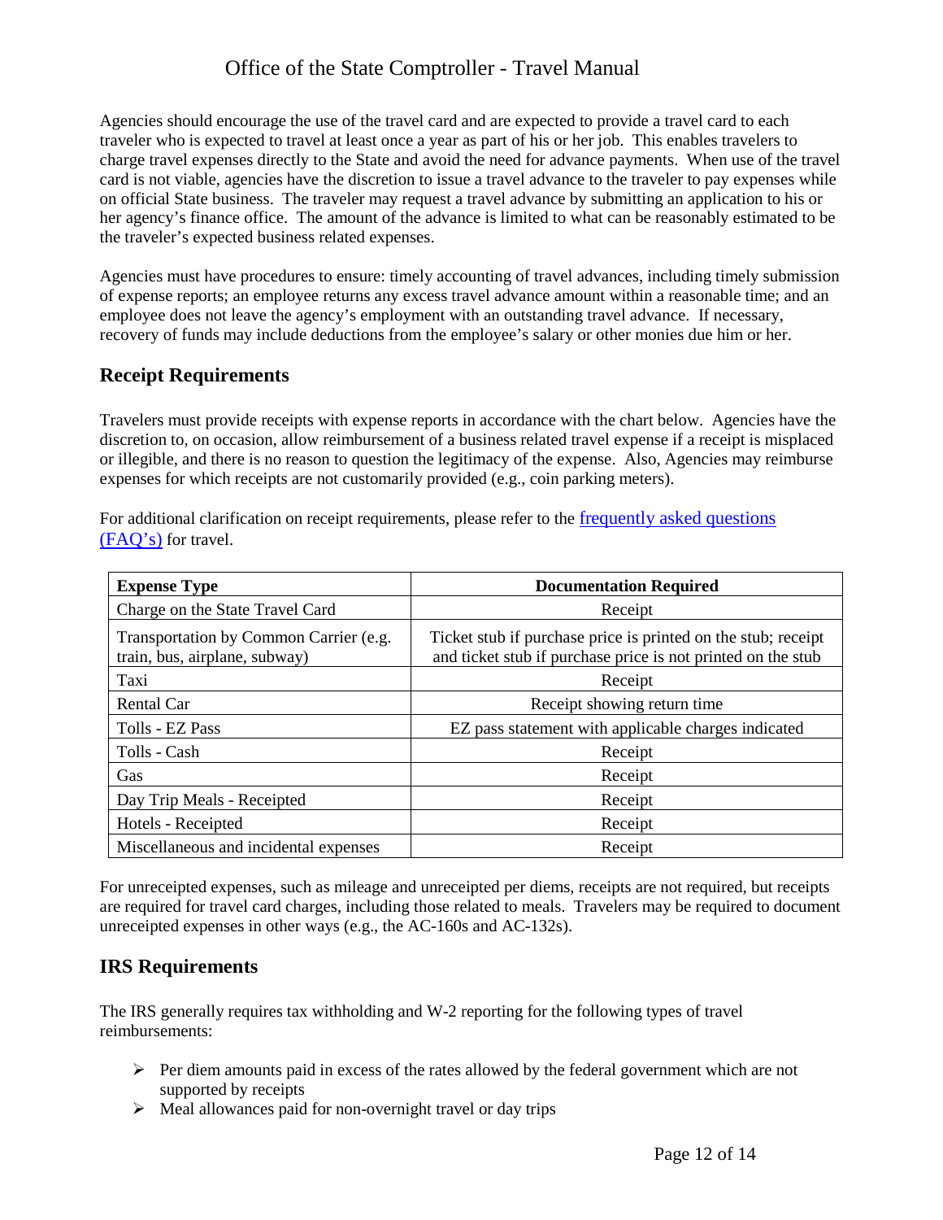Agencies should encourage the use of the travel card and are expected to provide a travel card to each traveler who is expected to travel at least once a year as part of his or her job. This enables travelers to charge travel expenses directly to the State and avoid the need for advance payments. When use of the travel card is not viable, agencies have the discretion to issue a travel advance to the traveler to pay expenses while on official State business. The traveler may request a travel advance by submitting an application to his or her agency's finance office. The amount of the advance is limited to what can be reasonably estimated to be the traveler's expected business related expenses.

Agencies must have procedures to ensure: timely accounting of travel advances, including timely submission of expense reports; an employee returns any excess travel advance amount within a reasonable time; and an employee does not leave the agency's employment with an outstanding travel advance. If necessary, recovery of funds may include deductions from the employee's salary or other monies due him or her.

## Receipt Requirements

Travelers must provide receipts with expense reports in accordance with the chart below. Agencies have the discretion to, on occasion, allow reimbursement of a business related travel expense if a receipt is misplaced or illegible, and there is no reason to question the legitimacy of the expense. Also, Agencies may reimburse expenses for which receipts are not customarily provided (e.g., coin parking meters).

For additional clarification on receipt requirements, please refer to the [frequently asked questions (FAQ's)]() for travel.

| Expense Type | Documentation Required |
|---|---|
| Charge on the State Travel Card | Receipt |
| Transportation by Common Carrier (e.g. train, bus, airplane, subway) | Ticket stub if purchase price is printed on the stub; receipt and ticket stub if purchase price is not printed on the stub |
| Taxi | Receipt |
| Rental Car | Receipt showing return time |
| Tolls - EZ Pass | EZ pass statement with applicable charges indicated |
| Tolls - Cash | Receipt |
| Gas | Receipt |
| Day Trip Meals - Receipted | Receipt |
| Hotels - Receipted | Receipt |
| Miscellaneous and incidental expenses | Receipt |

For unreceipted expenses, such as mileage and unreceipted per diems, receipts are not required, but receipts are required for travel card charges, including those related to meals. Travelers may be required to document unreceipted expenses in other ways (e.g., the AC-160s and AC-132s).

## IRS Requirements

The IRS generally requires tax withholding and W-2 reporting for the following types of travel reimbursements:

- Per diem amounts paid in excess of the rates allowed by the federal government which are not supported by receipts
- Meal allowances paid for non-overnight travel or day trips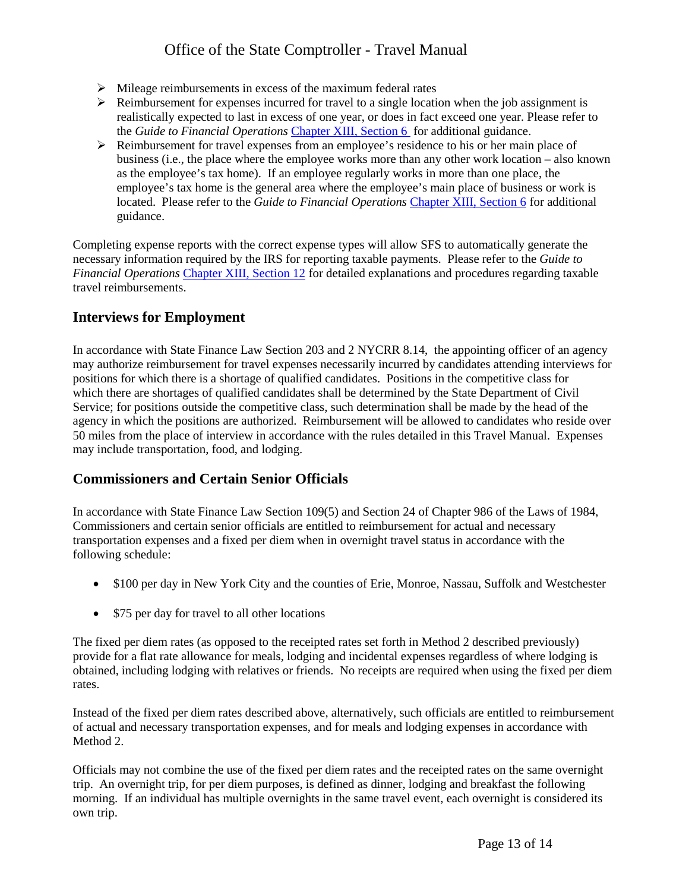- Mileage reimbursements in excess of the maximum federal rates
- Reimbursement for expenses incurred for travel to a single location when the job assignment is realistically expected to last in excess of one year, or does in fact exceed one year. Please refer to the *Guide to Financial Operations* Chapter XIII, Section 6 for additional guidance.
- Reimbursement for travel expenses from an employee's residence to his or her main place of business (i.e., the place where the employee works more than any other work location – also known as the employee's tax home). If an employee regularly works in more than one place, the employee's tax home is the general area where the employee's main place of business or work is located. Please refer to the *Guide to Financial Operations* Chapter XIII, Section 6 for additional guidance.

Completing expense reports with the correct expense types will allow SFS to automatically generate the necessary information required by the IRS for reporting taxable payments. Please refer to the *Guide to Financial Operations* Chapter XIII, Section 12 for detailed explanations and procedures regarding taxable travel reimbursements.

## Interviews for Employment

In accordance with State Finance Law Section 203 and 2 NYCRR 8.14, the appointing officer of an agency may authorize reimbursement for travel expenses necessarily incurred by candidates attending interviews for positions for which there is a shortage of qualified candidates. Positions in the competitive class for which there are shortages of qualified candidates shall be determined by the State Department of Civil Service; for positions outside the competitive class, such determination shall be made by the head of the agency in which the positions are authorized. Reimbursement will be allowed to candidates who reside over 50 miles from the place of interview in accordance with the rules detailed in this Travel Manual. Expenses may include transportation, food, and lodging.

## Commissioners and Certain Senior Officials

In accordance with State Finance Law Section 109(5) and Section 24 of Chapter 986 of the Laws of 1984, Commissioners and certain senior officials are entitled to reimbursement for actual and necessary transportation expenses and a fixed per diem when in overnight travel status in accordance with the following schedule:

- $100 per day in New York City and the counties of Erie, Monroe, Nassau, Suffolk and Westchester
- $75 per day for travel to all other locations

The fixed per diem rates (as opposed to the receipted rates set forth in Method 2 described previously) provide for a flat rate allowance for meals, lodging and incidental expenses regardless of where lodging is obtained, including lodging with relatives or friends. No receipts are required when using the fixed per diem rates.

Instead of the fixed per diem rates described above, alternatively, such officials are entitled to reimbursement of actual and necessary transportation expenses, and for meals and lodging expenses in accordance with Method 2.

Officials may not combine the use of the fixed per diem rates and the receipted rates on the same overnight trip. An overnight trip, for per diem purposes, is defined as dinner, lodging and breakfast the following morning. If an individual has multiple overnights in the same travel event, each overnight is considered its own trip.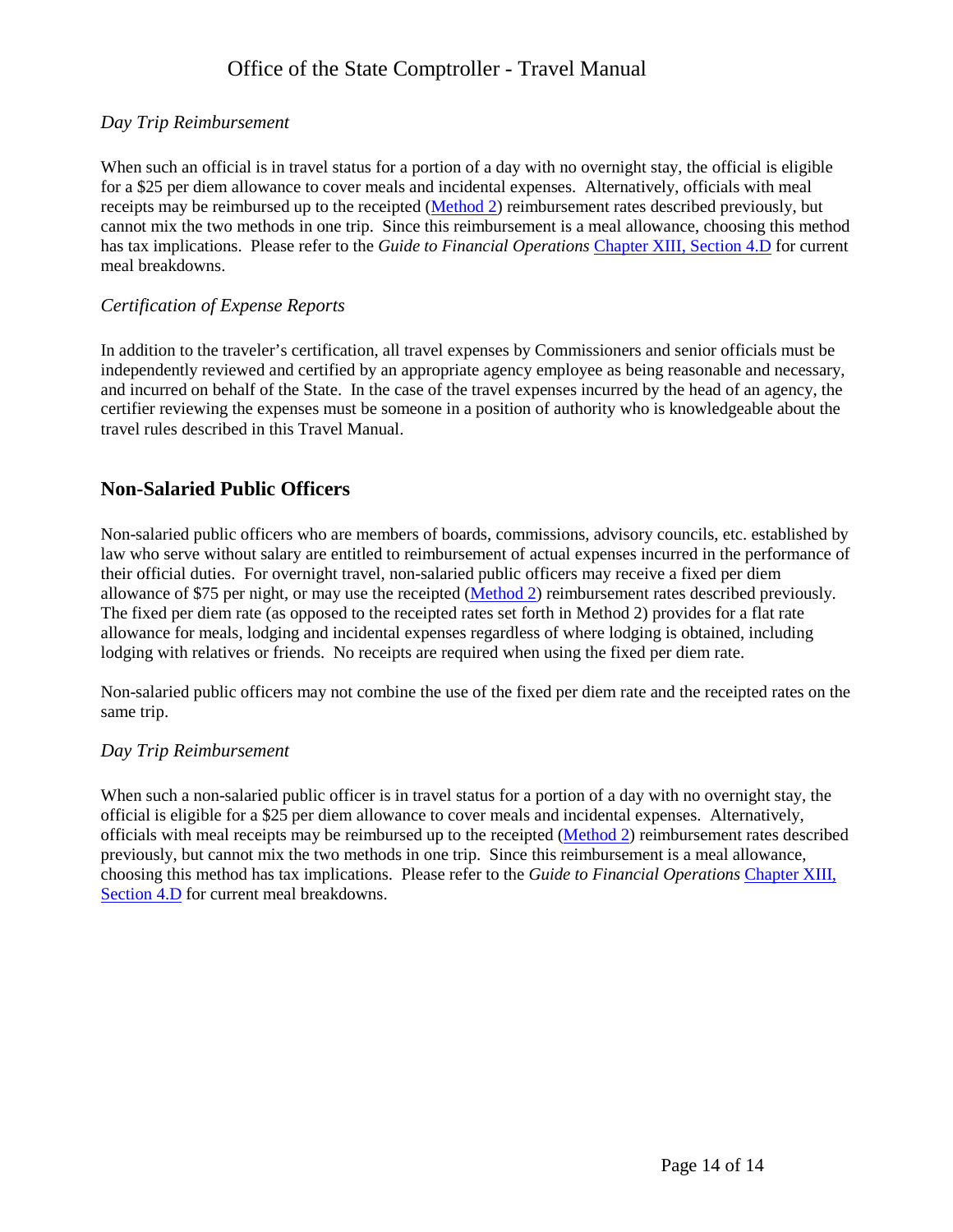*Day Trip Reimbursement*

When such an official is in travel status for a portion of a day with no overnight stay, the official is eligible for a $25 per diem allowance to cover meals and incidental expenses. Alternatively, officials with meal receipts may be reimbursed up to the receipted (Method 2) reimbursement rates described previously, but cannot mix the two methods in one trip. Since this reimbursement is a meal allowance, choosing this method has tax implications. Please refer to the *Guide to Financial Operations* Chapter XIII, Section 4.D for current meal breakdowns.

*Certification of Expense Reports*

In addition to the traveler's certification, all travel expenses by Commissioners and senior officials must be independently reviewed and certified by an appropriate agency employee as being reasonable and necessary, and incurred on behalf of the State. In the case of the travel expenses incurred by the head of an agency, the certifier reviewing the expenses must be someone in a position of authority who is knowledgeable about the travel rules described in this Travel Manual.

## Non-Salaried Public Officers

Non-salaried public officers who are members of boards, commissions, advisory councils, etc. established by law who serve without salary are entitled to reimbursement of actual expenses incurred in the performance of their official duties. For overnight travel, non-salaried public officers may receive a fixed per diem allowance of $75 per night, or may use the receipted (Method 2) reimbursement rates described previously. The fixed per diem rate (as opposed to the receipted rates set forth in Method 2) provides for a flat rate allowance for meals, lodging and incidental expenses regardless of where lodging is obtained, including lodging with relatives or friends. No receipts are required when using the fixed per diem rate.

Non-salaried public officers may not combine the use of the fixed per diem rate and the receipted rates on the same trip.

*Day Trip Reimbursement*

When such a non-salaried public officer is in travel status for a portion of a day with no overnight stay, the official is eligible for a $25 per diem allowance to cover meals and incidental expenses. Alternatively, officials with meal receipts may be reimbursed up to the receipted (Method 2) reimbursement rates described previously, but cannot mix the two methods in one trip. Since this reimbursement is a meal allowance, choosing this method has tax implications. Please refer to the *Guide to Financial Operations* Chapter XIII, Section 4.D for current meal breakdowns.